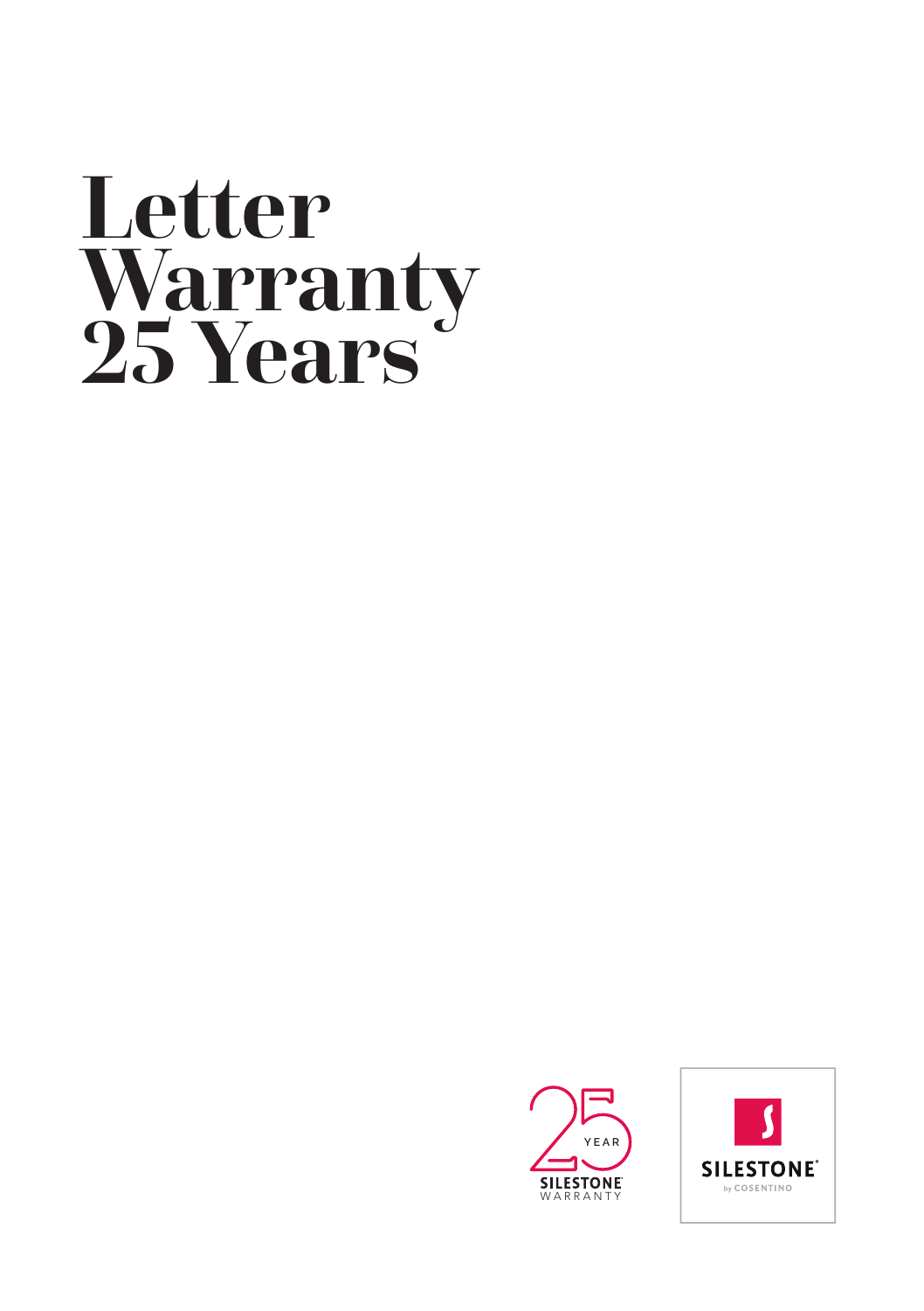# Letter Warranty 25 Years

25 YEAR SILESTONE® WARRANTY

SILESTONE® by COSENTINO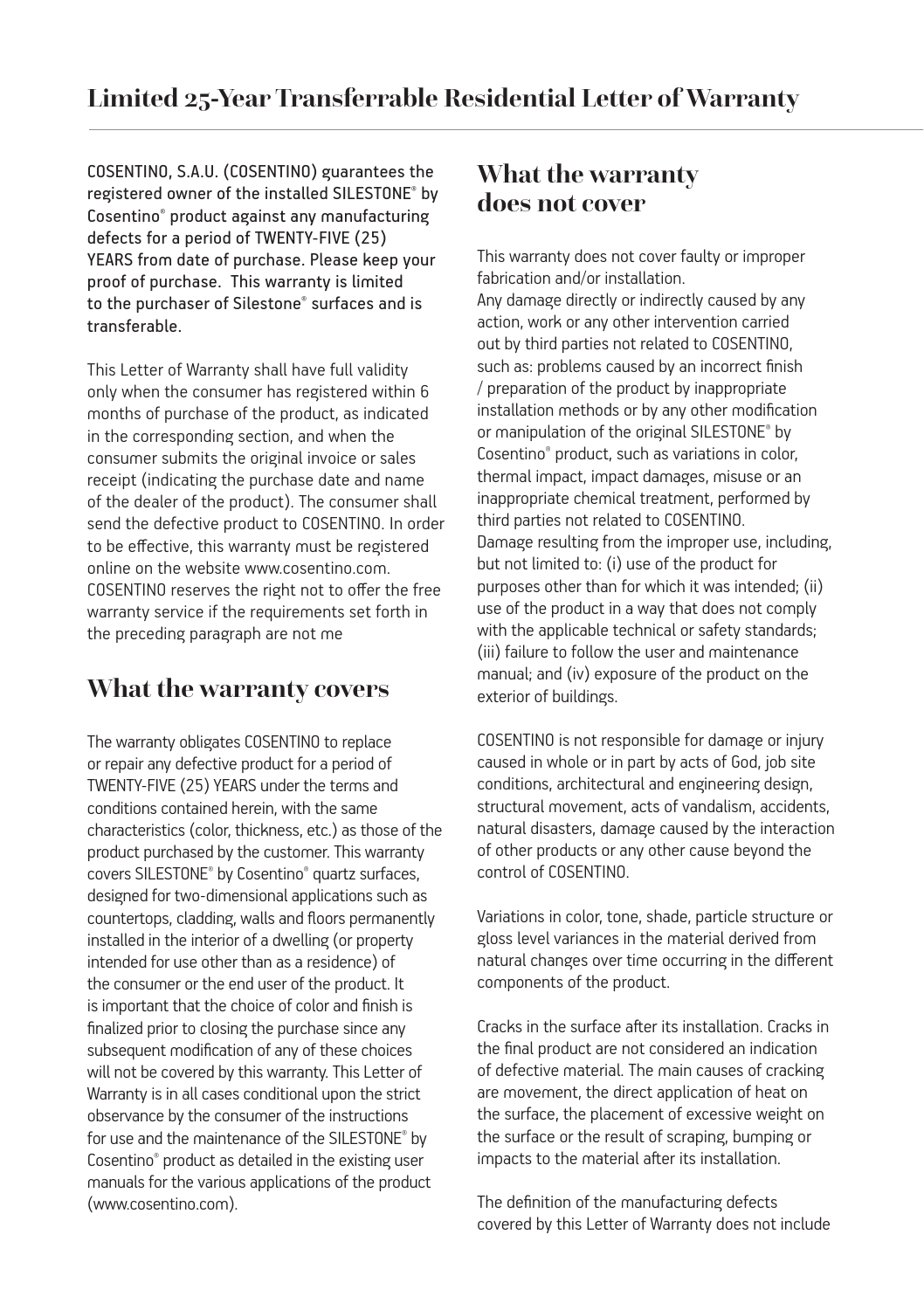# Limited 25-Year Transferrable Residential Letter of Warranty

**COSENTINO, S.A.U. (COSENTINO) guarantees the registered owner of the installed SILESTONE® by Cosentino® product against any manufacturing defects for a period of TWENTY-FIVE (25) YEARS from date of purchase. Please keep your proof of purchase. This warranty is limited to the purchaser of Silestone® surfaces and is transferable.**

This Letter of Warranty shall have full validity only when the consumer has registered within 6 months of purchase of the product, as indicated in the corresponding section, and when the consumer submits the original invoice or sales receipt (indicating the purchase date and name of the dealer of the product). The consumer shall send the defective product to COSENTINO. In order to be effective, this warranty must be registered online on the website www.cosentino.com. COSENTINO reserves the right not to offer the free warranty service if the requirements set forth in the preceding paragraph are not me

## What the warranty covers

The warranty obligates COSENTINO to replace or repair any defective product for a period of TWENTY-FIVE (25) YEARS under the terms and conditions contained herein, with the same characteristics (color, thickness, etc.) as those of the product purchased by the customer. This warranty covers SILESTONE® by Cosentino® quartz surfaces, designed for two-dimensional applications such as countertops, cladding, walls and floors permanently installed in the interior of a dwelling (or property intended for use other than as a residence) of the consumer or the end user of the product. It is important that the choice of color and finish is finalized prior to closing the purchase since any subsequent modification of any of these choices will not be covered by this warranty. This Letter of Warranty is in all cases conditional upon the strict observance by the consumer of the instructions for use and the maintenance of the SILESTONE® by Cosentino® product as detailed in the existing user manuals for the various applications of the product (www.cosentino.com).

## What the warranty does not cover

This warranty does not cover faulty or improper fabrication and/or installation.
Any damage directly or indirectly caused by any action, work or any other intervention carried out by third parties not related to COSENTINO, such as: problems caused by an incorrect finish / preparation of the product by inappropriate installation methods or by any other modification or manipulation of the original SILESTONE® by Cosentino® product, such as variations in color, thermal impact, impact damages, misuse or an inappropriate chemical treatment, performed by third parties not related to COSENTINO.
Damage resulting from the improper use, including, but not limited to: (i) use of the product for purposes other than for which it was intended; (ii) use of the product in a way that does not comply with the applicable technical or safety standards; (iii) failure to follow the user and maintenance manual; and (iv) exposure of the product on the exterior of buildings.

COSENTINO is not responsible for damage or injury caused in whole or in part by acts of God, job site conditions, architectural and engineering design, structural movement, acts of vandalism, accidents, natural disasters, damage caused by the interaction of other products or any other cause beyond the control of COSENTINO.

Variations in color, tone, shade, particle structure or gloss level variances in the material derived from natural changes over time occurring in the different components of the product.

Cracks in the surface after its installation. Cracks in the final product are not considered an indication of defective material. The main causes of cracking are movement, the direct application of heat on the surface, the placement of excessive weight on the surface or the result of scraping, bumping or impacts to the material after its installation.

The definition of the manufacturing defects covered by this Letter of Warranty does not include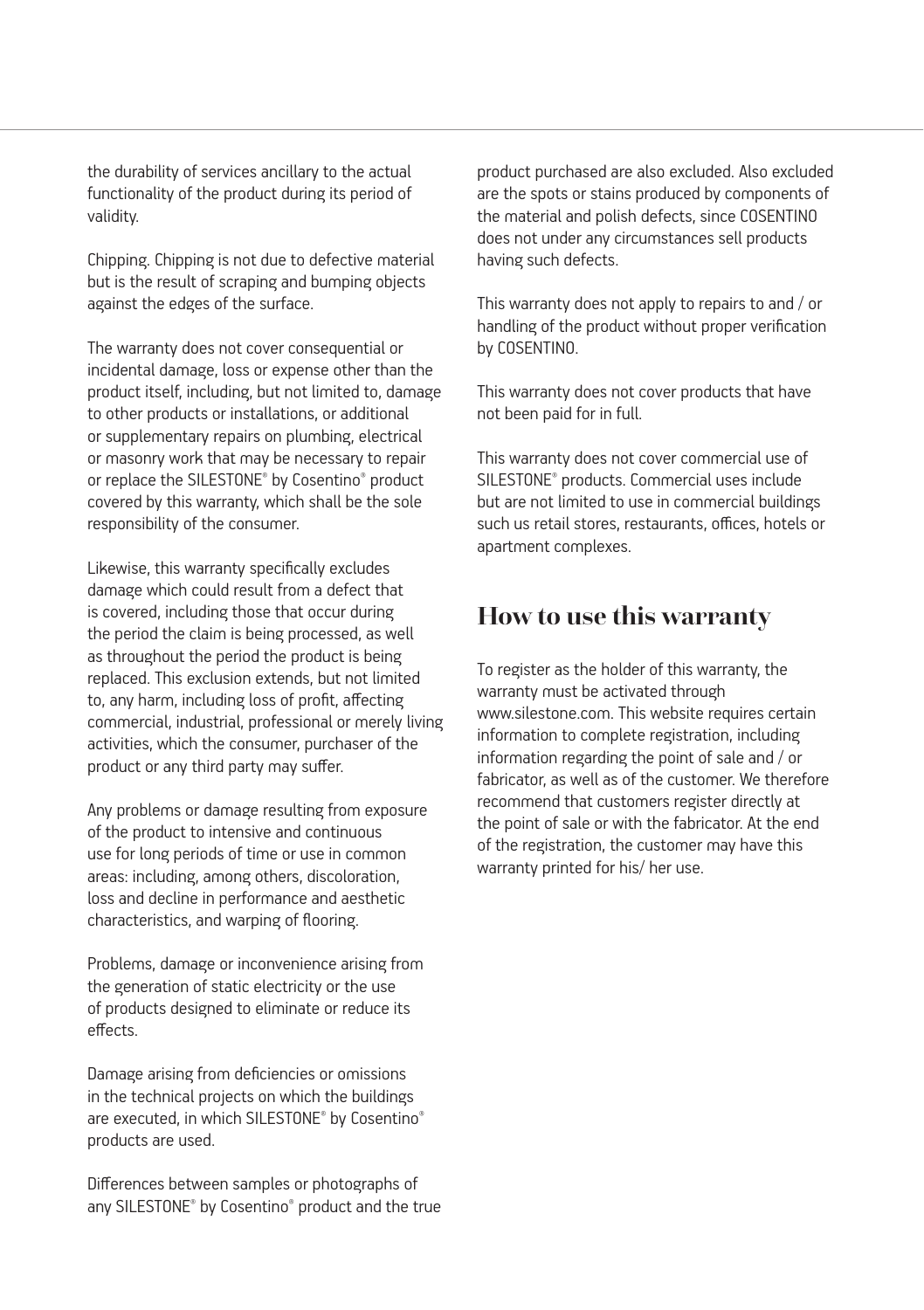the durability of services ancillary to the actual functionality of the product during its period of validity.

Chipping. Chipping is not due to defective material but is the result of scraping and bumping objects against the edges of the surface.

The warranty does not cover consequential or incidental damage, loss or expense other than the product itself, including, but not limited to, damage to other products or installations, or additional or supplementary repairs on plumbing, electrical or masonry work that may be necessary to repair or replace the SILESTONE® by Cosentino® product covered by this warranty, which shall be the sole responsibility of the consumer.

Likewise, this warranty specifically excludes damage which could result from a defect that is covered, including those that occur during the period the claim is being processed, as well as throughout the period the product is being replaced. This exclusion extends, but not limited to, any harm, including loss of profit, affecting commercial, industrial, professional or merely living activities, which the consumer, purchaser of the product or any third party may suffer.

Any problems or damage resulting from exposure of the product to intensive and continuous use for long periods of time or use in common areas: including, among others, discoloration, loss and decline in performance and aesthetic characteristics, and warping of flooring.

Problems, damage or inconvenience arising from the generation of static electricity or the use of products designed to eliminate or reduce its effects.

Damage arising from deficiencies or omissions in the technical projects on which the buildings are executed, in which SILESTONE® by Cosentino® products are used.

Differences between samples or photographs of any SILESTONE® by Cosentino® product and the true product purchased are also excluded. Also excluded are the spots or stains produced by components of the material and polish defects, since COSENTINO does not under any circumstances sell products having such defects.

This warranty does not apply to repairs to and / or handling of the product without proper verification by COSENTINO.

This warranty does not cover products that have not been paid for in full.

This warranty does not cover commercial use of SILESTONE® products. Commercial uses include but are not limited to use in commercial buildings such us retail stores, restaurants, offices, hotels or apartment complexes.

## How to use this warranty

To register as the holder of this warranty, the warranty must be activated through www.silestone.com. This website requires certain information to complete registration, including information regarding the point of sale and / or fabricator, as well as of the customer. We therefore recommend that customers register directly at the point of sale or with the fabricator. At the end of the registration, the customer may have this warranty printed for his/ her use.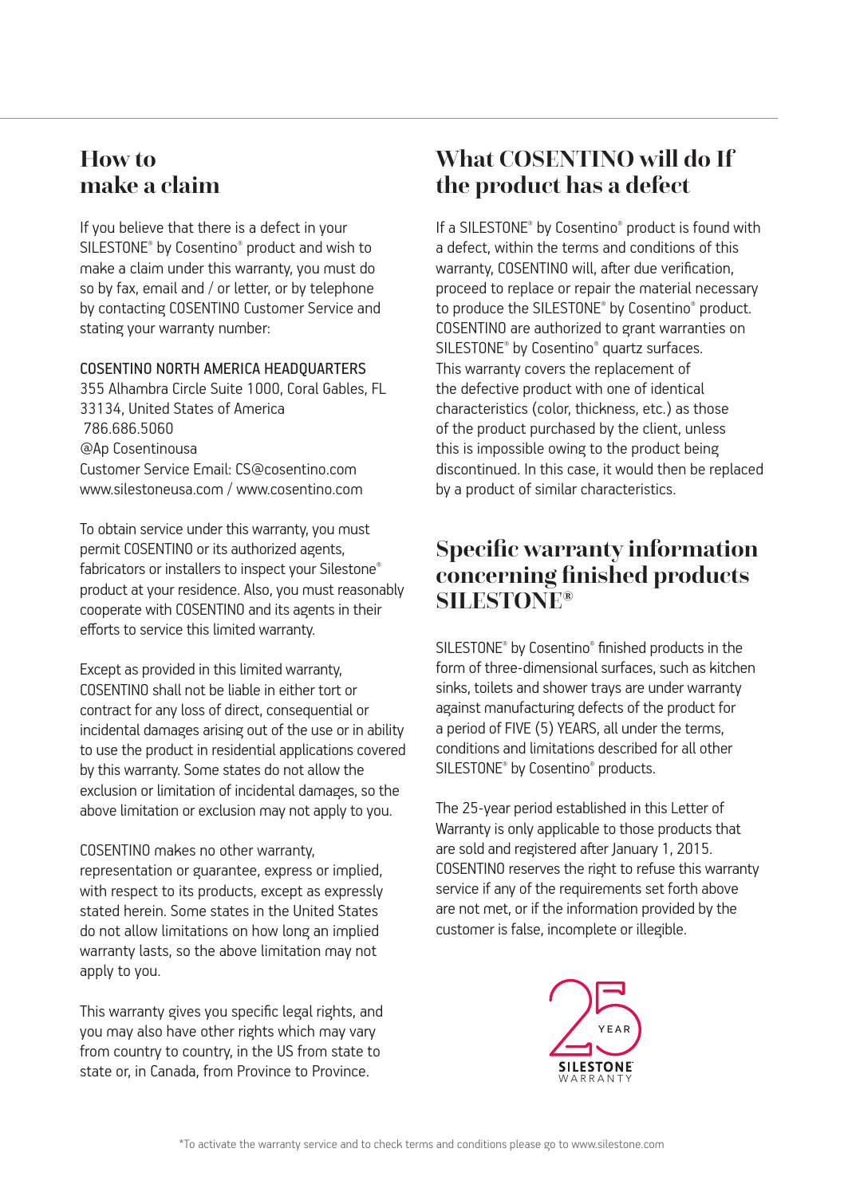## How to make a claim

If you believe that there is a defect in your SILESTONE® by Cosentino® product and wish to make a claim under this warranty, you must do so by fax, email and / or letter, or by telephone by contacting COSENTINO Customer Service and stating your warranty number:

COSENTINO NORTH AMERICA HEADQUARTERS
355 Alhambra Circle Suite 1000, Coral Gables, FL 33134, United States of America
786.686.5060
@Ap Cosentinousa
Customer Service Email: CS@cosentino.com
www.silestoneusa.com / www.cosentino.com

To obtain service under this warranty, you must permit COSENTINO or its authorized agents, fabricators or installers to inspect your Silestone® product at your residence. Also, you must reasonably cooperate with COSENTINO and its agents in their efforts to service this limited warranty.

Except as provided in this limited warranty, COSENTINO shall not be liable in either tort or contract for any loss of direct, consequential or incidental damages arising out of the use or in ability to use the product in residential applications covered by this warranty. Some states do not allow the exclusion or limitation of incidental damages, so the above limitation or exclusion may not apply to you.

COSENTINO makes no other warranty, representation or guarantee, express or implied, with respect to its products, except as expressly stated herein. Some states in the United States do not allow limitations on how long an implied warranty lasts, so the above limitation may not apply to you.

This warranty gives you specific legal rights, and you may also have other rights which may vary from country to country, in the US from state to state or, in Canada, from Province to Province.

## What COSENTINO will do If the product has a defect

If a SILESTONE® by Cosentino® product is found with a defect, within the terms and conditions of this warranty, COSENTINO will, after due verification, proceed to replace or repair the material necessary to produce the SILESTONE® by Cosentino® product. COSENTINO are authorized to grant warranties on SILESTONE® by Cosentino® quartz surfaces. This warranty covers the replacement of the defective product with one of identical characteristics (color, thickness, etc.) as those of the product purchased by the client, unless this is impossible owing to the product being discontinued. In this case, it would then be replaced by a product of similar characteristics.

## Specific warranty information concerning finished products SILESTONE®

SILESTONE® by Cosentino® finished products in the form of three-dimensional surfaces, such as kitchen sinks, toilets and shower trays are under warranty against manufacturing defects of the product for a period of FIVE (5) YEARS, all under the terms, conditions and limitations described for all other SILESTONE® by Cosentino® products.

The 25-year period established in this Letter of Warranty is only applicable to those products that are sold and registered after January 1, 2015. COSENTINO reserves the right to refuse this warranty service if any of the requirements set forth above are not met, or if the information provided by the customer is false, incomplete or illegible.

25 YEAR SILESTONE® WARRANTY

*To activate the warranty service and to check terms and conditions please go to www.silestone.com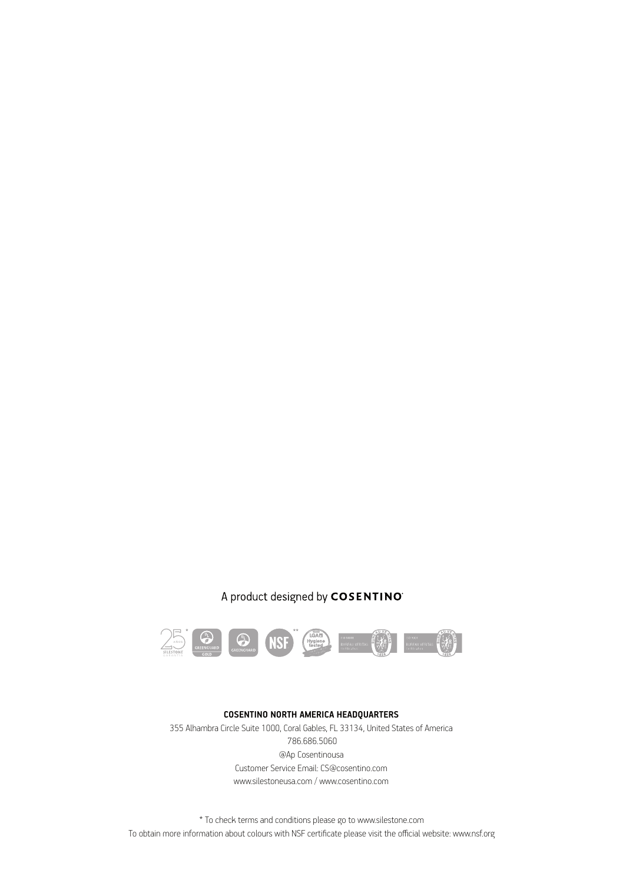A product designed by COSENTINO

**COSENTINO NORTH AMERICA HEADQUARTERS**

355 Alhambra Circle Suite 1000, Coral Gables, FL 33134, United States of America
786.686.5060
@Ap Cosentinousa
Customer Service Email: CS@cosentino.com
www.silestoneusa.com / www.cosentino.com

* To check terms and conditions please go to www.silestone.com
To obtain more information about colours with NSF certificate please visit the official website: www.nsf.org